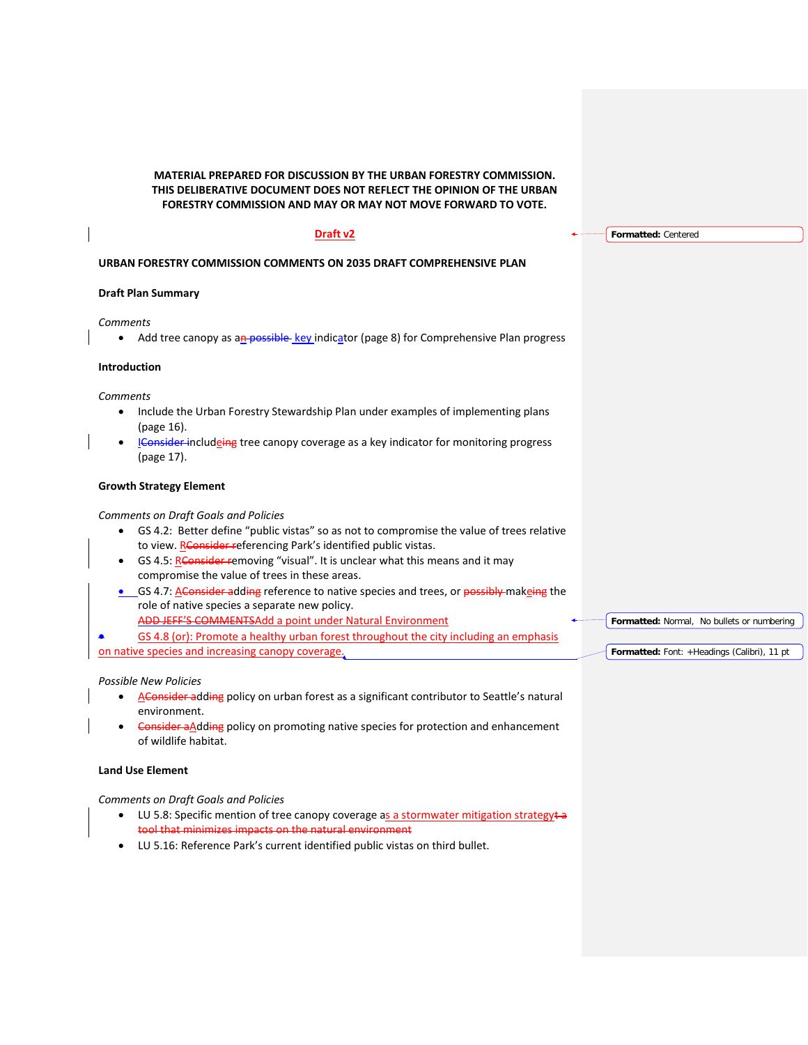**MATERIAL PREPARED FOR DISCUSSION BY THE URBAN FORESTRY COMMISSION. THIS DELIBERATIVE DOCUMENT DOES NOT REFLECT THE OPINION OF THE URBAN FORESTRY COMMISSION AND MAY OR MAY NOT MOVE FORWARD TO VOTE.**

**Draft v2**

**URBAN FORESTRY COMMISSION COMMENTS ON 2035 DRAFT COMPREHENSIVE PLAN**

**Draft Plan Summary**

*Comments*

- Add tree canopy as a key indicator (page 8) for Comprehensive Plan progress

**Introduction**

*Comments*

- Include the Urban Forestry Stewardship Plan under examples of implementing plans (page 16).
- Include tree canopy coverage as a key indicator for monitoring progress (page 17).

**Growth Strategy Element**

*Comments on Draft Goals and Policies*

- GS 4.2: Better define “public vistas” so as not to compromise the value of trees relative to view. Referencing Park’s identified public vistas.
- GS 4.5: Removing “visual”. It is unclear what this means and it may compromise the value of trees in these areas.
- GS 4.7: Add reference to native species and trees, or make the role of native species a separate new policy.
  Add a point under Natural Environment
- GS 4.8 (or): Promote a healthy urban forest throughout the city including an emphasis on native species and increasing canopy coverage.

*Possible New Policies*

- Add policy on urban forest as a significant contributor to Seattle’s natural environment.
- Add policy on promoting native species for protection and enhancement of wildlife habitat.

**Land Use Element**

*Comments on Draft Goals and Policies*

- LU 5.8: Specific mention of tree canopy coverage as a stormwater mitigation strategy
- LU 5.16: Reference Park’s current identified public vistas on third bullet.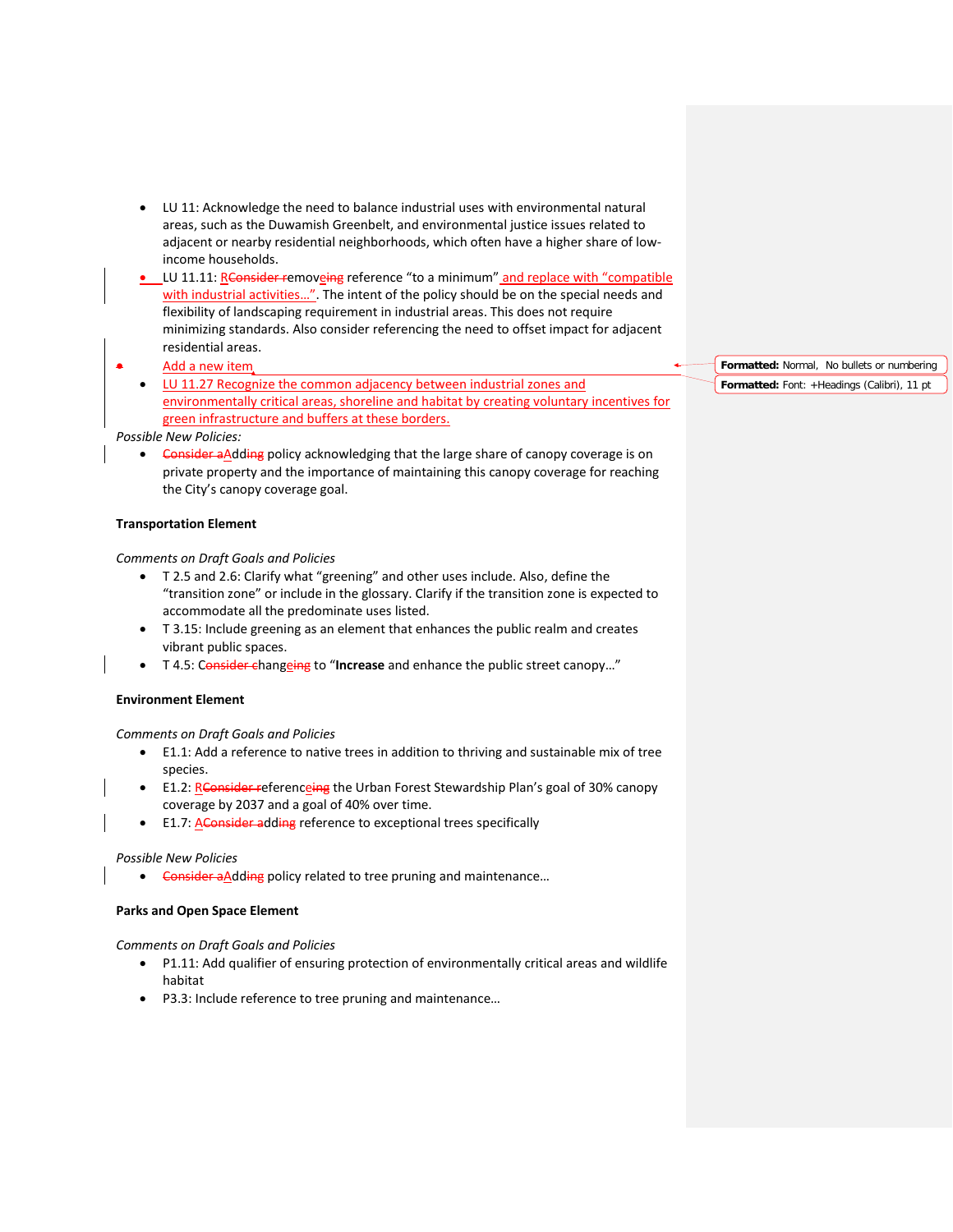- LU 11: Acknowledge the need to balance industrial uses with environmental natural areas, such as the Duwamish Greenbelt, and environmental justice issues related to adjacent or nearby residential neighborhoods, which often have a higher share of low-income households.
- LU 11.11: R~~Consider r~~emove~~ing~~ reference “to a minimum” and replace with “compatible with industrial activities…”. The intent of the policy should be on the special needs and flexibility of landscaping requirement in industrial areas. This does not require minimizing standards. Also consider referencing the need to offset impact for adjacent residential areas.

Add a new item

- LU 11.27 Recognize the common adjacency between industrial zones and environmentally critical areas, shoreline and habitat by creating voluntary incentives for green infrastructure and buffers at these borders.

*Possible New Policies:*

- ~~Consider a~~Add~~ing~~ policy acknowledging that the large share of canopy coverage is on private property and the importance of maintaining this canopy coverage for reaching the City’s canopy coverage goal.

**Transportation Element**

*Comments on Draft Goals and Policies*

- T 2.5 and 2.6: Clarify what “greening” and other uses include. Also, define the “transition zone” or include in the glossary. Clarify if the transition zone is expected to accommodate all the predominate uses listed.
- T 3.15: Include greening as an element that enhances the public realm and creates vibrant public spaces.
- T 4.5: C~~onsider c~~hange~~ing~~ to “**Increase** and enhance the public street canopy…”

**Environment Element**

*Comments on Draft Goals and Policies*

- E1.1: Add a reference to native trees in addition to thriving and sustainable mix of tree species.
- E1.2: R~~Consider r~~eference~~ing~~ the Urban Forest Stewardship Plan’s goal of 30% canopy coverage by 2037 and a goal of 40% over time.
- E1.7: A~~Consider a~~dd~~ing~~ reference to exceptional trees specifically

*Possible New Policies*

- ~~Consider a~~Add~~ing~~ policy related to tree pruning and maintenance…

**Parks and Open Space Element**

*Comments on Draft Goals and Policies*

- P1.11: Add qualifier of ensuring protection of environmentally critical areas and wildlife habitat
- P3.3: Include reference to tree pruning and maintenance…